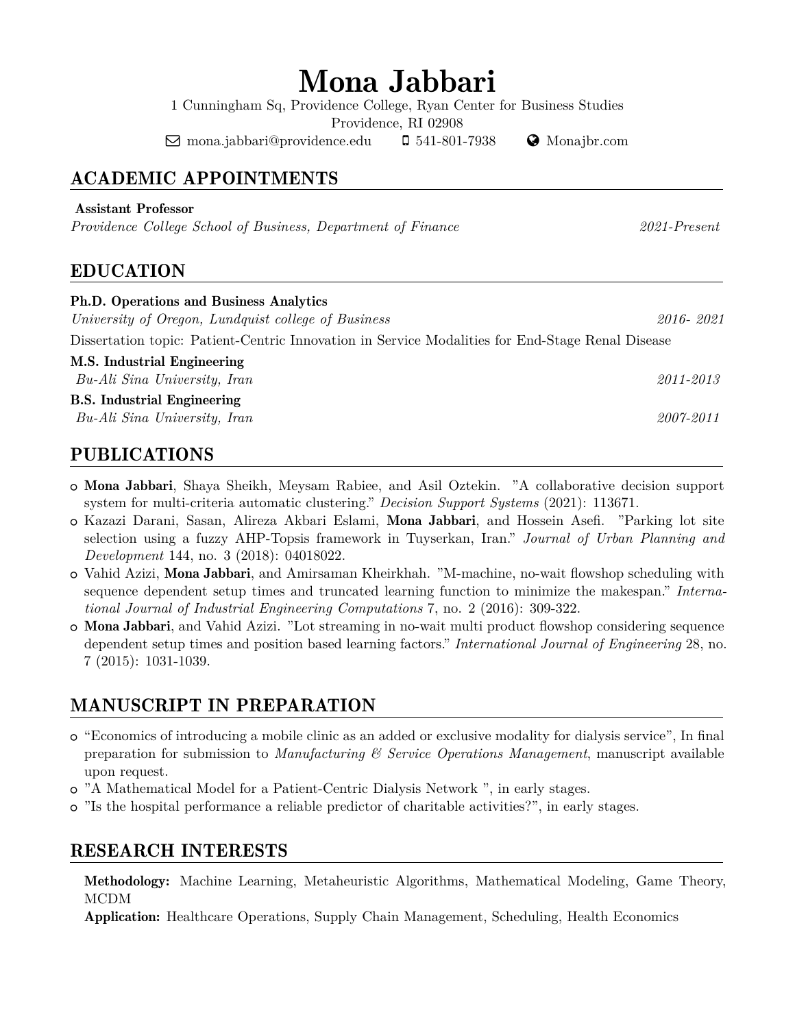# Mona Jabbari

1 Cunningham Sq, Providence College, Ryan Center for Business Studies
Providence, RI 02908
mona.jabbari@providence.edu 541-801-7938 Monajbr.com

## ACADEMIC APPOINTMENTS

**Assistant Professor**
*Providence College School of Business, Department of Finance* *2021-Present*

## EDUCATION

**Ph.D. Operations and Business Analytics**
*University of Oregon, Lundquist college of Business* *2016- 2021*
Dissertation topic: Patient-Centric Innovation in Service Modalities for End-Stage Renal Disease

**M.S. Industrial Engineering**
*Bu-Ali Sina University, Iran* *2011-2013*

**B.S. Industrial Engineering**
*Bu-Ali Sina University, Iran* *2007-2011*

## PUBLICATIONS

- **Mona Jabbari**, Shaya Sheikh, Meysam Rabiee, and Asil Oztekin. "A collaborative decision support system for multi-criteria automatic clustering." *Decision Support Systems* (2021): 113671.
- Kazazi Darani, Sasan, Alireza Akbari Eslami, **Mona Jabbari**, and Hossein Asefi. "Parking lot site selection using a fuzzy AHP-Topsis framework in Tuyserkan, Iran." *Journal of Urban Planning and Development* 144, no. 3 (2018): 04018022.
- Vahid Azizi, **Mona Jabbari**, and Amirsaman Kheirkhah. "M-machine, no-wait flowshop scheduling with sequence dependent setup times and truncated learning function to minimize the makespan." *International Journal of Industrial Engineering Computations* 7, no. 2 (2016): 309-322.
- **Mona Jabbari**, and Vahid Azizi. "Lot streaming in no-wait multi product flowshop considering sequence dependent setup times and position based learning factors." *International Journal of Engineering* 28, no. 7 (2015): 1031-1039.

## MANUSCRIPT IN PREPARATION

- "Economics of introducing a mobile clinic as an added or exclusive modality for dialysis service", In final preparation for submission to *Manufacturing & Service Operations Management*, manuscript available upon request.
- "A Mathematical Model for a Patient-Centric Dialysis Network ", in early stages.
- "Is the hospital performance a reliable predictor of charitable activities?", in early stages.

## RESEARCH INTERESTS

**Methodology:** Machine Learning, Metaheuristic Algorithms, Mathematical Modeling, Game Theory, MCDM
**Application:** Healthcare Operations, Supply Chain Management, Scheduling, Health Economics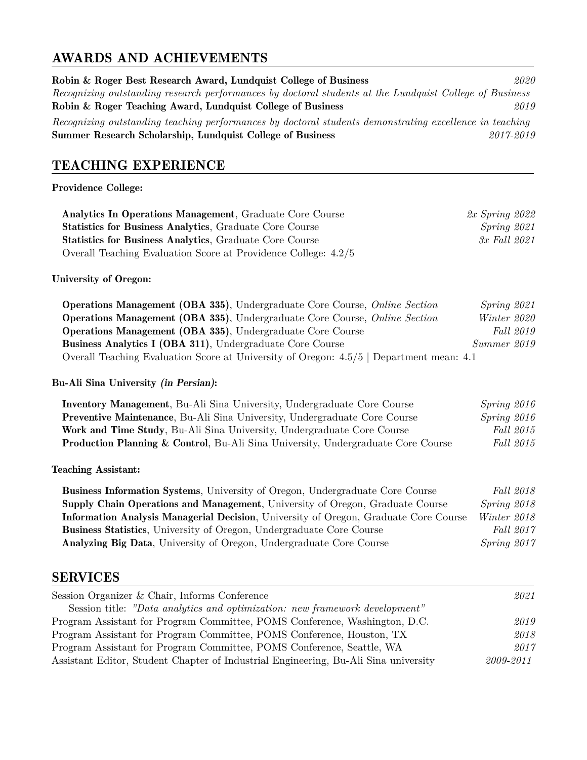## AWARDS AND ACHIEVEMENTS

**Robin & Roger Best Research Award, Lundquist College of Business** *2020*
*Recognizing outstanding research performances by doctoral students at the Lundquist College of Business*

**Robin & Roger Teaching Award, Lundquist College of Business** *2019*
*Recognizing outstanding teaching performances by doctoral students demonstrating excellence in teaching*

**Summer Research Scholarship, Lundquist College of Business** *2017-2019*

## TEACHING EXPERIENCE

**Providence College:**

- **Analytics In Operations Management**, Graduate Core Course — *2x Spring 2022*
- **Statistics for Business Analytics**, Graduate Core Course — *Spring 2021*
- **Statistics for Business Analytics**, Graduate Core Course — *3x Fall 2021*
- Overall Teaching Evaluation Score at Providence College: 4.2/5

**University of Oregon:**

- **Operations Management (OBA 335)**, Undergraduate Core Course, *Online Section* — *Spring 2021*
- **Operations Management (OBA 335)**, Undergraduate Core Course, *Online Section* — *Winter 2020*
- **Operations Management (OBA 335)**, Undergraduate Core Course — *Fall 2019*
- **Business Analytics I (OBA 311)**, Undergraduate Core Course — *Summer 2019*
- Overall Teaching Evaluation Score at University of Oregon: 4.5/5 | Department mean: 4.1

**Bu-Ali Sina University *(in Persian)*:**

- **Inventory Management**, Bu-Ali Sina University, Undergraduate Core Course — *Spring 2016*
- **Preventive Maintenance**, Bu-Ali Sina University, Undergraduate Core Course — *Spring 2016*
- **Work and Time Study**, Bu-Ali Sina University, Undergraduate Core Course — *Fall 2015*
- **Production Planning & Control**, Bu-Ali Sina University, Undergraduate Core Course — *Fall 2015*

**Teaching Assistant:**

- **Business Information Systems**, University of Oregon, Undergraduate Core Course — *Fall 2018*
- **Supply Chain Operations and Management**, University of Oregon, Graduate Course — *Spring 2018*
- **Information Analysis Managerial Decision**, University of Oregon, Graduate Core Course — *Winter 2018*
- **Business Statistics**, University of Oregon, Undergraduate Core Course — *Fall 2017*
- **Analyzing Big Data**, University of Oregon, Undergraduate Core Course — *Spring 2017*

## SERVICES

- Session Organizer & Chair, Informs Conference — *2021*
  Session title: *"Data analytics and optimization: new framework development"*
- Program Assistant for Program Committee, POMS Conference, Washington, D.C. — *2019*
- Program Assistant for Program Committee, POMS Conference, Houston, TX — *2018*
- Program Assistant for Program Committee, POMS Conference, Seattle, WA — *2017*
- Assistant Editor, Student Chapter of Industrial Engineering, Bu-Ali Sina university — *2009-2011*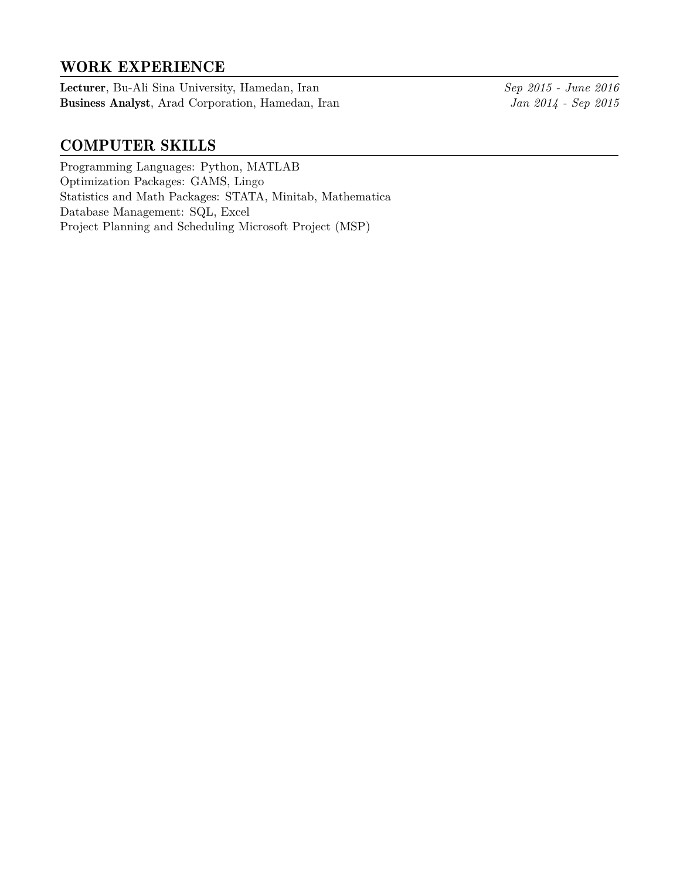## WORK EXPERIENCE

**Lecturer**, Bu-Ali Sina University, Hamedan, Iran *Sep 2015 - June 2016*
**Business Analyst**, Arad Corporation, Hamedan, Iran *Jan 2014 - Sep 2015*

## COMPUTER SKILLS

Programming Languages: Python, MATLAB
Optimization Packages: GAMS, Lingo
Statistics and Math Packages: STATA, Minitab, Mathematica
Database Management: SQL, Excel
Project Planning and Scheduling Microsoft Project (MSP)